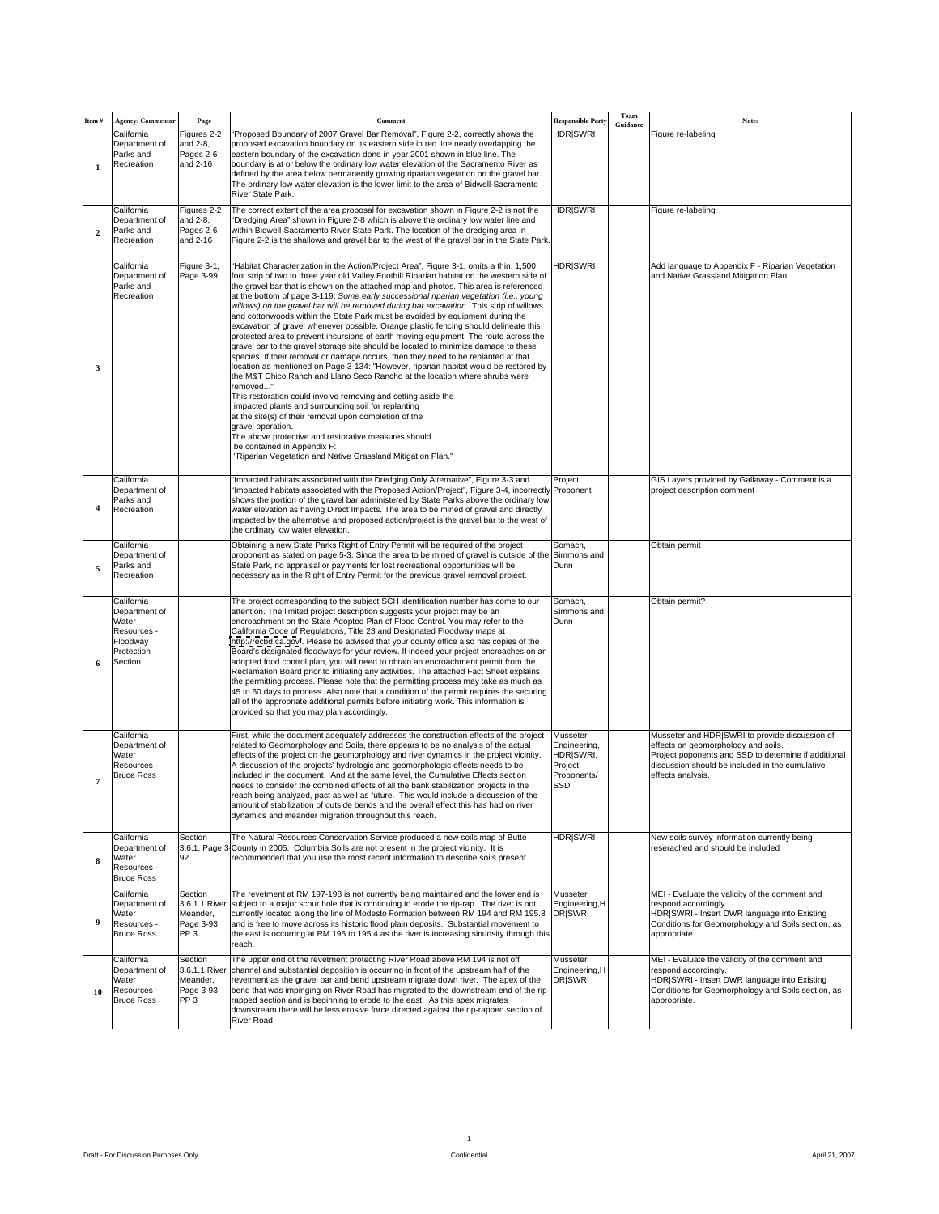| Item # | Agency/ Commentor | Page | Comment | Responsible Party | Team Guidance | Notes |
|---|---|---|---|---|---|---|
| 1 | California Department of Parks and Recreation | Figures 2-2 and 2-8, Pages 2-6 and 2-16 | "Proposed Boundary of 2007 Gravel Bar Removal", Figure 2-2, correctly shows the proposed excavation boundary on its eastern side in red line nearly overlapping the eastern boundary of the excavation done in year 2001 shown in blue line. The boundary is at or below the ordinary low water elevation of the Sacramento River as defined by the area below permanently growing riparian vegetation on the gravel bar. The ordinary low water elevation is the lower limit to the area of Bidwell-Sacramento River State Park. | HDR\|SWRI | | Figure re-labeling |
| 2 | California Department of Parks and Recreation | Figures 2-2 and 2-8, Pages 2-6 and 2-16 | The correct extent of the area proposal for excavation shown in Figure 2-2 is not the "Dredging Area" shown in Figure 2-8 which is above the ordinary low water line and within Bidwell-Sacramento River State Park. The location of the dredging area in Figure 2-2 is the shallows and gravel bar to the west of the gravel bar in the State Park. | HDR\|SWRI | | Figure re-labeling |
| 3 | California Department of Parks and Recreation | Figure 3-1, Page 3-99 | "Habitat Characterization in the Action/Project Area", Figure 3-1, omits a thin, 1,500 foot strip of two to three year old Valley Foothill Riparian habitat on the western side of the gravel bar that is shown on the attached map and photos. This area is referenced at the bottom of page 3-119: *Some early successional riparian vegetation (i.e., young willows) on the gravel bar will be removed during bar excavation*. This strip of willows and cottonwoods within the State Park must be avoided by equipment during the excavation of gravel whenever possible. Orange plastic fencing should delineate this protected area to prevent incursions of earth moving equipment. The route across the gravel bar to the gravel storage site should be located to minimize damage to these species. If their removal or damage occurs, then they need to be replanted at that location as mentioned on Page 3-134: "However, riparian habitat would be restored by the M&T Chico Ranch and Llano Seco Rancho at the location where shrubs were removed..."<br>This restoration could involve removing and setting aside the impacted plants and surrounding soil for replanting at the site(s) of their removal upon completion of the gravel operation.<br>The above protective and restorative measures should be contained in Appendix F: "Riparian Vegetation and Native Grassland Mitigation Plan." | HDR\|SWRI | | Add language to Appendix F - Riparian Vegetation and Native Grassland Mitigation Plan |
| 4 | California Department of Parks and Recreation | | "Impacted habitats associated with the Dredging Only Alternative", Figure 3-3 and "Impacted habitats associated with the Proposed Action/Project", Figure 3-4, incorrectly shows the portion of the gravel bar administered by State Parks above the ordinary low water elevation as having Direct Impacts. The area to be mined of gravel and directly impacted by the alternative and proposed action/project is the gravel bar to the west of the ordinary low water elevation. | Project Proponent | | GIS Layers provided by Gallaway - Comment is a project description comment |
| 5 | California Department of Parks and Recreation | | Obtaining a new State Parks Right of Entry Permit will be required of the project proponent as stated on page 5-3. Since the area to be mined of gravel is outside of the State Park, no appraisal or payments for lost recreational opportunities will be necessary as in the Right of Entry Permit for the previous gravel removal project. | Somach, Simmons and Dunn | | Obtain permit |
| 6 | California Department of Water Resources - Floodway Protection Section | | The project corresponding to the subject SCH identification number has come to our attention. The limited project description suggests your project may be an encroachment on the State Adopted Plan of Flood Control. You may refer to the California Code of Regulations, Title 23 and Designated Floodway maps at http://recbd.ca.gov/. Please be advised that your county office also has copies of the Board's designated floodways for your review. If indeed your project encroaches on an adopted food control plan, you will need to obtain an encroachment permit from the Reclamation Board prior to initiating any activities. The attached Fact Sheet explains the permitting process. Please note that the permitting process may take as much as 45 to 60 days to process. Also note that a condition of the permit requires the securing all of the appropriate additional permits before initiating work. This information is provided so that you may plan accordingly. | Somach, Simmons and Dunn | | Obtain permit? |
| 7 | California Department of Water Resources - Bruce Ross | | First, while the document adequately addresses the construction effects of the project related to Geomorphology and Soils, there appears to be no analysis of the actual effects of the project on the geomorphology and river dynamics in the project vicinity. A discussion of the projects' hydrologic and geomorphologic effects needs to be included in the document. And at the same level, the Cumulative Effects section needs to consider the combined effects of all the bank stabilization projects in the reach being analyzed, past as well as future. This would include a discussion of the amount of stabilization of outside bends and the overall effect this has had on river dynamics and meander migration throughout this reach. | Musseter Engineering, HDR\|SWRI, Project Proponents/ SSD | | Musseter and HDR\|SWRI to provide discussion of effects on geomorphology and soils.<br>Project poponents and SSD to determine if additional discussion should be included in the cumulative effects analysis. |
| 8 | California Department of Water Resources - Bruce Ross | Section 3.6.1, Page 3-92 | The Natural Resources Conservation Service produced a new soils map of Butte County in 2005. Columbia Soils are not present in the project vicinity. It is recommended that you use the most recent information to describe soils present. | HDR\|SWRI | | New soils survey information currently being reserached and should be included |
| 9 | California Department of Water Resources - Bruce Ross | Section 3.6.1.1 River Meander, Page 3-93 PP 3 | The revetment at RM 197-198 is not currently being maintained and the lower end is subject to a major scour hole that is continuing to erode the rip-rap. The river is not currently located along the line of Modesto Formation between RM 194 and RM 195.8 and is free to move across its historic flood plain deposits. Substantial movement to the east is occurring at RM 195 to 195.4 as the river is increasing sinuosity through this reach. | Musseter Engineering,HDR\|SWRI | | MEI - Evaluate the validity of the comment and respond accordingly.<br>HDR\|SWRI - Insert DWR language into Existing Conditions for Geomorphology and Soils section, as appropriate. |
| 10 | California Department of Water Resources - Bruce Ross | Section 3.6.1.1 River Meander, Page 3-93 PP 3 | The upper end ot the revetment protecting River Road above RM 194 is not off channel and substantial deposition is occurring in front of the upstream half of the revetment as the gravel bar and bend upstream migrate down river. The apex of the bend that was impinging on River Road has migrated to the downstream end of the rip-rapped section and is beginning to erode to the east. As this apex migrates downstream there will be less erosive force directed against the rip-rapped section of River Road. | Musseter Engineering,HDR\|SWRI | | MEI - Evaluate the validity of the comment and respond accordingly.<br>HDR\|SWRI - Insert DWR language into Existing Conditions for Geomorphology and Soils section, as appropriate. |

Draft - For Discussion Purposes Only | Confidential | April 21, 2007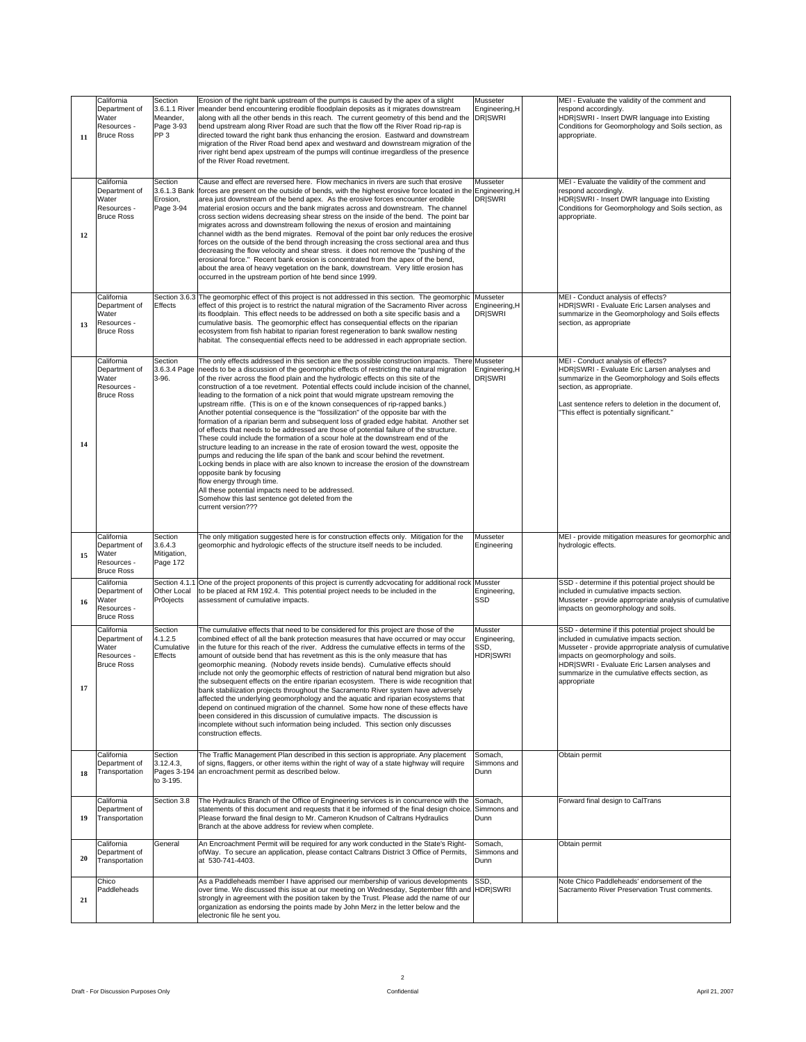| 11 | California Department of Water Resources - Bruce Ross | Section 3.6.1.1 River Meander, Page 3-93 PP 3 | Erosion of the right bank upstream of the pumps is caused by the apex of a slight meander bend encountering erodible floodplain deposits as it migrates downstream along with all the other bends in this reach. The current geometry of this bend and the bend upstream along River Road are such that the flow off the River Road rip-rap is directed toward the right bank thus enhancing the erosion. Eastward and downstream migration of the River Road bend apex and westward and downstream migration of the river right bend apex upstream of the pumps will continue irregardless of the presence of the River Road revetment. | Musseter Engineering,HDR\|SWRI | | MEI - Evaluate the validity of the comment and respond accordingly.<br>HDR\|SWRI - Insert DWR language into Existing Conditions for Geomorphology and Soils section, as appropriate. |
|---|---|---|---|---|---|---|
| 12 | California Department of Water Resources - Bruce Ross | Section 3.6.1.3 Bank Erosion, Page 3-94 | Cause and effect are reversed here. Flow mechanics in rivers are such that erosive forces are present on the outside of bends, with the highest erosive force located in the area just downstream of the bend apex. As the erosive forces encounter erodible material erosion occurs and the bank migrates across and downstream. The channel cross section widens decreasing shear stress on the inside of the bend. The point bar migrates across and downstream following the nexus of erosion and maintaining channel width as the bend migrates. Removal of the point bar only reduces the erosive forces on the outside of the bend through increasing the cross sectional area and thus decreasing the flow velocity and shear stress. it does not remove the "pushing of the erosional force." Recent bank erosion is concentrated from the apex of the bend, about the area of heavy vegetation on the bank, downstream. Very little erosion has occurred in the upstream portion of hte bend since 1999. | Musseter Engineering,HDR\|SWRI | | MEI - Evaluate the validity of the comment and respond accordingly.<br>HDR\|SWRI - Insert DWR language into Existing Conditions for Geomorphology and Soils section, as appropriate. |
| 13 | California Department of Water Resources - Bruce Ross | Section 3.6.3 Effects | The geomorphic effect of this project is not addressed in this section. The geomorphic effect of this project is to restrict the natural migration of the Sacramento River across its floodplain. This effect needs to be addressed on both a site specific basis and a cumulative basis. The geomorphic effect has consequential effects on the riparian ecosystem from fish habitat to riparian forest regeneration to bank swallow nesting habitat. The consequential effects need to be addressed in each appropriate section. | Musseter Engineering,HDR\|SWRI | | MEI - Conduct analysis of effects?<br>HDR\|SWRI - Evaluate Eric Larsen analyses and summarize in the Geomorphology and Soils effects section, as appropriate |
| 14 | California Department of Water Resources - Bruce Ross | Section 3.6.3.4 Page 3-96. | The only effects addressed in this section are the possible construction impacts. There needs to be a discussion of the geomorphic effects of restricting the natural migration of the river across the flood plain and the hydrologic effects on this site of the construction of a toe revetment. Potential effects could include incision of the channel, leading to the formation of a nick point that would migrate upstream removing the upstream riffle. (This is on e of the known consequences of rip-rapped banks.) Another potential consequence is the "fossilization" of the opposite bar with the formation of a riparian berm and subsequent loss of graded edge habitat. Another set of effects that needs to be addressed are those of potential failure of the structure. These could include the formation of a scour hole at the downstream end of the structure leading to an increase in the rate of erosion toward the west, opposite the pumps and reducing the life span of the bank and scour behind the revetment. Locking bends in place with are also known to increase the erosion of the downstream opposite bank by focusing flow energy through time.<br>All these potential impacts need to be addressed.<br>Somehow this last sentence got deleted from the current version??? | Musseter Engineering,HDR\|SWRI | | MEI - Conduct analysis of effects?<br>HDR\|SWRI - Evaluate Eric Larsen analyses and summarize in the Geomorphology and Soils effects section, as appropriate.<br><br>Last sentence refers to deletion in the document of, "This effect is potentially significant." |
| 15 | California Department of Water Resources - Bruce Ross | Section 3.6.4.3 Mitigation, Page 172 | The only mitigation suggested here is for construction effects only. Mitigation for the geomorphic and hydrologic effects of the structure itself needs to be included. | Musseter Engineering | | MEI - provide mitigation measures for geomorphic and hydrologic effects. |
| 16 | California Department of Water Resources - Bruce Ross | Section 4.1.1 Other Local Pr0ojects | One of the project proponents of this project is currently adcvocating for additional rock to be placed at RM 192.4. This potential project needs to be included in the assessment of cumulative impacts. | Musster Engineering, SSD | | SSD - determine if this potential project should be included in cumulative impacts section.<br>Musseter - provide apprropriate analysis of cumulative impacts on geomorphology and soils. |
| 17 | California Department of Water Resources - Bruce Ross | Section 4.1.2.5 Cumulative Effects | The cumulative effects that need to be considered for this project are those of the combined effect of all the bank protection measures that have occurred or may occur in the future for this reach of the river. Address the cumulative effects in terms of the amount of outside bend that has revetment as this is the only measure that has geomorphic meaning. (Nobody revets inside bends). Cumulative effects should include not only the geomorphic effects of restriction of natural bend migration but also the subsequent effects on the entire riparian ecosystem. There is wide recognition that bank stabiliization projects throughout the Sacramento River system have adversely affected the underlying geomorphology and the aquatic and riparian ecosystems that depend on continued migration of the channel. Some how none of these effects have been considered in this discussion of cumulative impacts. The discussion is incomplete without such information being included. This section only discusses construction effects. | Musster Engineering, SSD, HDR\|SWRI | | SSD - determine if this potential project should be included in cumulative impacts section.<br>Musseter - provide apprropriate analysis of cumulative impacts on geomorphology and soils.<br>HDR\|SWRI - Evaluate Eric Larsen analyses and summarize in the cumulative effects section, as appropriate |
| 18 | California Department of Transportation | Section 3.12.4.3, Pages 3-194 to 3-195. | The Traffic Management Plan described in this section is appropriate. Any placement of signs, flaggers, or other items within the right of way of a state highway will require an encroachment permit as described below. | Somach, Simmons and Dunn | | Obtain permit |
| 19 | California Department of Transportation | Section 3.8 | The Hydraulics Branch of the Office of Engineering services is in concurrence with the statements of this document and requests that it be informed of the final design choice. Please forward the final design to Mr. Cameron Knudson of Caltrans Hydraulics Branch at the above address for review when complete. | Somach, Simmons and Dunn | | Forward final design to CalTrans |
| 20 | California Department of Transportation | General | An Encroachment Permit will be required for any work conducted in the State's Right-ofWay. To secure an application, please contact Caltrans District 3 Office of Permits, at 530-741-4403. | Somach, Simmons and Dunn | | Obtain permit |
| 21 | Chico Paddleheads | | As a Paddleheads member I have apprised our membership of various developments over time. We discussed this issue at our meeting on Wednesday, September fifth and strongly in agreement with the position taken by the Trust. Please add the name of our organization as endorsing the points made by John Merz in the letter below and the electronic file he sent you. | SSD, HDR\|SWRI | | Note Chico Paddleheads' endorsement of the Sacramento River Preservation Trust comments. |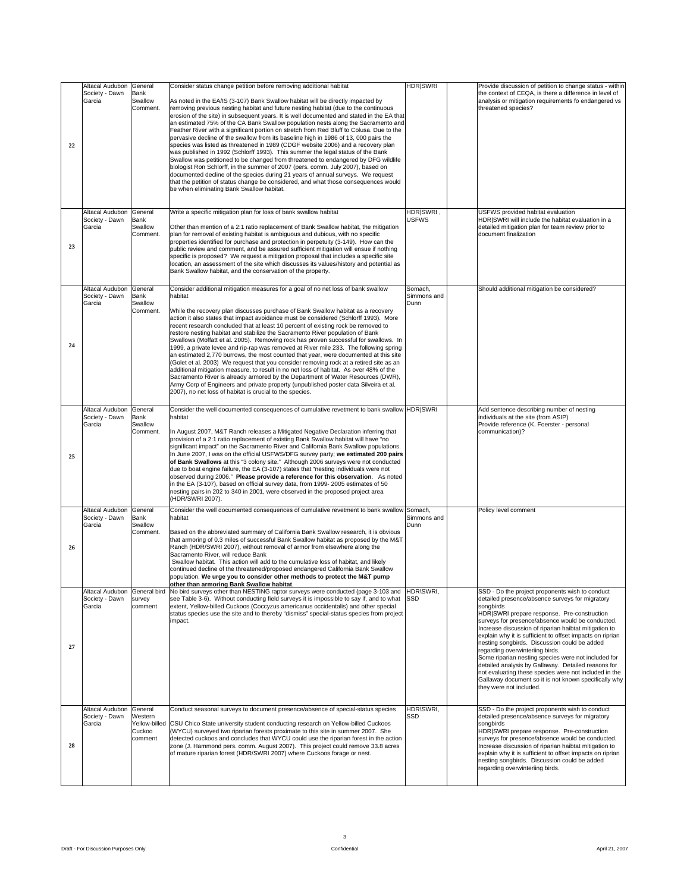| 22 | Altacal Audubon Society - Dawn Garcia | General Bank Swallow Comment. | Consider status change petition before removing additional habitat<br><br>As noted in the EA/IS (3-107) Bank Swallow habitat will be directly impacted by removing previous nesting habitat and future nesting habitat (due to the continuous erosion of the site) in subsequent years. It is well documented and stated in the EA that an estimated 75% of the CA Bank Swallow population nests along the Sacramento and Feather River with a significant portion on stretch from Red Bluff to Colusa. Due to the pervasive decline of the swallow from its baseline high in 1986 of 13, 000 pairs the species was listed as threatened in 1989 (CDGF website 2006) and a recovery plan was published in 1992 (Schlorff 1993). This summer the legal status of the Bank Swallow was petitioned to be changed from threatened to endangered by DFG wildlife biologist Ron Schlorff, in the summer of 2007 (pers. comm. July 2007), based on documented decline of the species during 21 years of annual surveys. We request that the petition of status change be considered, and what those consequences would be when eliminating Bank Swallow habitat. | HDR\|SWRI | | Provide discussion of petition to change status - within the context of CEQA, is there a difference in level of analysis or mitigation requirements fo endangered vs threatened species? |
|---|---|---|---|---|---|---|
| 23 | Altacal Audubon Society - Dawn Garcia | General Bank Swallow Comment. | Write a specific mitigation plan for loss of bank swallow habitat<br><br>Other than mention of a 2:1 ratio replacement of Bank Swallow habitat, the mitigation plan for removal of existing habitat is ambiguous and dubious, with no specific properties identified for purchase and protection in perpetuity (3-149). How can the public review and comment, and be assured sufficient mitigation will ensue if nothing specific is proposed? We request a mitigation proposal that includes a specific site location, an assessment of the site which discusses its values/history and potential as Bank Swallow habitat, and the conservation of the property. | HDR\|SWRI , USFWS | | USFWS provided habitat evaluation<br>HDR\|SWRI will include the habitat evaluation in a detailed mitigation plan for team review prior to document finalization |
| 24 | Altacal Audubon Society - Dawn Garcia | General Bank Swallow Comment. | Consider additional mitigation measures for a goal of no net loss of bank swallow habitat<br><br>While the recovery plan discusses purchase of Bank Swallow habitat as a recovery action it also states that impact avoidance must be considered (Schlorff 1993). More recent research concluded that at least 10 percent of existing rock be removed to restore nesting habitat and stabilize the Sacramento River population of Bank Swallows (Moffatt et al. 2005). Removing rock has proven successful for swallows. In 1999, a private levee and rip-rap was removed at River mile 233. The following spring an estimated 2,770 burrows, the most counted that year, were documented at this site (Golet et al. 2003) We request that you consider removing rock at a retired site as an additional mitigation measure, to result in no net loss of habitat. As over 48% of the Sacramento River is already armored by the Department of Water Resources (DWR), Army Corp of Engineers and private property (unpublished poster data Silveira et al. 2007), no net loss of habitat is crucial to the species. | Somach, Simmons and Dunn | | Should additional mitigation be considered? |
| 25 | Altacal Audubon Society - Dawn Garcia | General Bank Swallow Comment. | Consider the well documented consequences of cumulative revetment to bank swallow habitat<br><br>In August 2007, M&T Ranch releases a Mitigated Negative Declaration inferring that provision of a 2:1 ratio replacement of existing Bank Swallow habitat will have "no significant impact" on the Sacramento River and California Bank Swallow populations. In June 2007, I was on the official USFWS/DFG survey party; **we estimated 200 pairs of Bank Swallows** at this "3 colony site." Although 2006 surveys were not conducted due to boat engine failure, the EA (3-107) states that "nesting individuals were not observed during 2006." **Please provide a reference for this observation**. As noted in the EA (3-107), based on official survey data, from 1999- 2005 estimates of 50 nesting pairs in 202 to 340 in 2001, were observed in the proposed project area (HDR/SWRI 2007). | HDR\|SWRI | | Add sentence describing number of nesting individuals at the site (from ASIP)<br>Provide reference (K. Foerster - personal communication)? |
| 26 | Altacal Audubon Society - Dawn Garcia | General Bank Swallow Comment. | Consider the well documented consequences of cumulative revetment to bank swallow habitat<br><br>Based on the abbreviated summary of California Bank Swallow research, it is obvious that armoring of 0.3 miles of successful Bank Swallow habitat as proposed by the M&T Ranch (HDR/SWRI 2007), without removal of armor from elsewhere along the Sacramento River, will reduce Bank Swallow habitat. This action will add to the cumulative loss of habitat, and likely continued decline of the threatened/proposed endangered California Bank Swallow population. **We urge you to consider other methods to protect the M&T pump other than armoring Bank Swallow habitat**. | Somach, Simmons and Dunn | | Policy level comment |
| 27 | Altacal Audubon Society - Dawn Garcia | General bird survey comment | No bird surveys other than NESTING raptor surveys were conducted (page 3-103 and see Table 3-6). Without conducting field surveys it is impossible to say if, and to what extent, Yellow-billed Cuckoos (Coccyzus americanus occidentalis) and other special status species use the site and to thereby "dismiss" special-status species from project impact. | HDR\SWRI, SSD | | SSD - Do the project proponents wish to conduct detailed presence/absence surveys for migratory songbirds<br>HDR\|SWRI prepare response. Pre-construction surveys for presence/absence would be conducted. Increase discussion of riparian haibtat mitigation to explain why it is sufficient to offset impacts on riprian nesting songbirds. Discussion could be added regarding overwinteriing birds.<br>Some riparian nesting species were not included for detailed analysis by Gallaway. Detailed reasons for not evaluating these species were not included in the Gallaway document so it is not known specifically why they were not included. |
| 28 | Altacal Audubon Society - Dawn Garcia | General Western Yellow-billed Cuckoo comment | Conduct seasonal surveys to document presence/absence of special-status species<br><br>CSU Chico State university student conducting research on Yellow-billed Cuckoos (WYCU) surveyed two riparian forests proximate to this site in summer 2007. She detected cuckoos and concludes that WYCU could use the riparian forest in the action zone (J. Hammond pers. comm. August 2007). This project could remove 33.8 acres of mature riparian forest (HDR/SWRI 2007) where Cuckoos forage or nest. | HDR\SWRI, SSD | | SSD - Do the project proponents wish to conduct detailed presence/absence surveys for migratory songbirds<br>HDR\|SWRI prepare response. Pre-construction surveys for presence/absence would be conducted. Increase discussion of riparian haibtat mitigation to explain why it is sufficient to offset impacts on riprian nesting songbirds. Discussion could be added regarding overwinteriing birds. |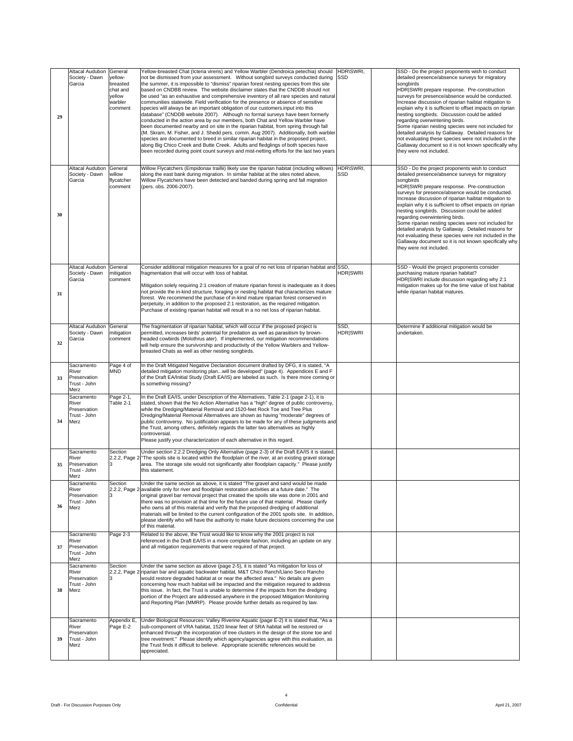| 29 | Altacal Audubon Society - Dawn Garcia | General yellow-breasted chat and yellow warbler comment | Yellow-breasted Chat (Icteria virens) and Yellow Warbler (Dendroica petechia) should not be dismissed from your assessment. Without songbird surveys conducted during the summer, it is impossible to "dismiss" riparian forest nesting species from this site based on CNDBB review. The website disclaimer states that the CNDDB should not be used "as an exhaustive and comprehensive inventory of all rare species and natural communities statewide. Field verification for the presence or absence of sensitive species will always be an important obligation of our customers.input into this database" (CNDDB website 2007). Although no formal surveys have been formerly conducted in the action area by our members, both Chat and Yellow Warbler have been documented nearby and on site in the riparian habitat, from spring through fall (M. Skram, M. Fisher, and J. Shedd pers. comm. Aug 2007). Additionally, both warbler species are documented to breed in similar riparian habitat in the proposed project, along Big Chico Creek and Butte Creek. Adults and fledglings of both species have been recorded during point count surveys and mist-netting efforts for the last two years | HDR\SWRI, SSD | | SSD - Do the project proponents wish to conduct detailed presence/absence surveys for migratory songbirds<br>HDR\|SWRI prepare response. Pre-construction surveys for presence/absence would be conducted. Increase discussion of riparian haibtat mitigation to explain why it is sufficient to offset impacts on riprian nesting songbirds. Discussion could be added regarding overwinteriing birds.<br>Some riparian nesting species were not included for detailed analysis by Gallaway. Detailed reasons for not evaluating these species were not included in the Gallaway document so it is not known specifically why they were not included. |
|---|---|---|---|---|---|---|
| 30 | Altacal Audubon Society - Dawn Garcia | General willow flycatcher comment | Willow Flycatchers (Empidonax traillii) likely use the riparian habitat (including willows) along the east bank during migration. In similar habitat at the sites noted above, Willow Flycatchers have been detected and banded during spring and fall migration (pers. obs. 2006-2007). | HDR\SWRI, SSD | | SSD - Do the project proponents wish to conduct detailed presence/absence surveys for migratory songbirds<br>HDR\|SWRI prepare response. Pre-construction surveys for presence/absence would be conducted. Increase discussion of riparian haibtat mitigation to explain why it is sufficient to offset impacts on riprian nesting songbirds. Discussion could be added regarding overwinteriing birds.<br>Some riparian nesting species were not included for detailed analysis by Gallaway. Detailed reasons for not evaluating these species were not included in the Gallaway document so it is not known specifically why they were not included. |
| 31 | Altacal Audubon Society - Dawn Garcia | General mitigation comment | Consider additional mitigation measures for a goal of no net loss of riparian habitat and fragmentation that will occur with loss of habitat.<br><br>Mitigation solely requiring 2:1 creation of mature riparian forest is inadequate as it does not provide the in-kind structure, foraging or nesting habitat that characterizes mature forest. We recommend the purchase of in-kind mature riparian forest conserved in perpetuity, in addition to the proposed 2:1 restoration, as the required mitigation. Purchase of existing riparian habitat will result in a no net loss of riparian habitat. | SSD, HDR\|SWRI | | SSD - Would the project proponents consider purchasing mature riparian habitat?<br>HDR\|SWRI include discussion regarding why 2:1 mitigation makes up for the time value of lost habitat while riparian habitat matures. |
| 32 | Altacal Audubon Society - Dawn Garcia | General mitigation comment | The fragmentation of riparian habitat, which will occur if the proposed project is permitted, increases birds' potential for predation as well as parasitism by brown-headed cowbirds (Molothrus ater). If implemented, our mitigation recommendations will help ensure the survivorship and productivity of the Yellow Warblers and Yellow-breasted Chats as well as other nesting songbirds. | SSD, HDR\|SWRI | | Determine if additional mitigation would be undertaken. |
| 33 | Sacramento River Preservation Trust - John Merz | Page 4 of MND | In the Draft Mitigated Negative Declaration document drafted by DFG, it is stated, "A detailed mitigation monitoring plan...will be developed" (page 4). Appendices E and F of the Draft EA/Initial Study (Draft EA/IS) are labeled as such. Is there more coming or is something missing? | | | |
| 34 | Sacramento River Preservation Trust - John Merz | Page 2-1, Table 2-1 | In the Draft EA/IS, under Description of the Alternatives, Table 2-1 (page 2-1), it is stated, shown that the No Action Alternative has a "high" degree of public controversy, while the Dredging/Material Removal and 1520-feet Rock Toe and Tree Plus Dredging/Material Removal Alternatives are shown as having "moderate" degrees of public controversy. No justification appears to be made for any of these judgments and the Trust, among others, definitely regards the latter two alternatives as highly controversial.<br>Please justify your characterization of each alternative in this regard. | | | |
| 35 | Sacramento River Preservation Trust - John Merz | Section 2.2.2, Page 2-3 | Under section 2.2.2 Dredging Only Alternative (page 2-3) of the Draft EA/IS it is stated, "The spoils site is located within the floodplain of the river, at an existing gravel storage area. The storage site would not significantly alter floodplain capacity." Please justify this statement. | | | |
| 36 | Sacramento River Preservation Trust - John Merz | Section 2.2.2, Page 2-3 | Under the same section as above, it is stated "The gravel and sand would be made available only for river and floodplain restoration activities at a future date." The original gravel bar removal project that created the spoils site was done in 2001 and there was no provision at that time for the future use of that material. Please clarify who owns all of this material and verify that the proposed dredging of additional materials will be limited to the current configuration of the 2001 spoils site. In addition, please identify who will have the authority to make future decisions concerning the use of this material. | | | |
| 37 | Sacramento River Preservation Trust - John Merz | Page 2-3 | Related to the above, the Trust would like to know why the 2001 project is not referenced in the Draft EA/IS in a more complete fashion, including an update on any and all mitigation requirements that were required of that project. | | | |
| 38 | Sacramento River Preservation Trust - John Merz | Section 2.2.2, Page 2-3 | Under the same section as above (page 2-5), it is stated "As mitigation for loss of riparian bar and aquatic backwater habitat, M&T Chico Ranch/Llano Seco Rancho would restore degraded habitat at or near the affected area." No details are given concerning how much habitat will be impacted and the mitigation required to address this issue. In fact, the Trust is unable to determine if the impacts from the dredging portion of the Project are addressed anywhere in the proposed Mitigation Monitoring and Reporting Plan (MMRP). Please provide further details as required by law. | | | |
| 39 | Sacramento River Preservation Trust - John Merz | Appendix E, Page E-2 | Under Biological Resources: Valley Riverine Aquatic (page E-2) it is stated that, "As a sub-component of VRA habitat, 1520 linear feet of SRA habitat will be restored or enhanced through the incorporation of tree clusters in the design of the stone toe and tree revetment." Please identify which agency/agencies agree with this evaluation, as the Trust finds it difficult to believe. Appropriate scientific references would be appreciated. | | | |

Draft - For Discussion Purposes Only — Confidential — April 21, 2007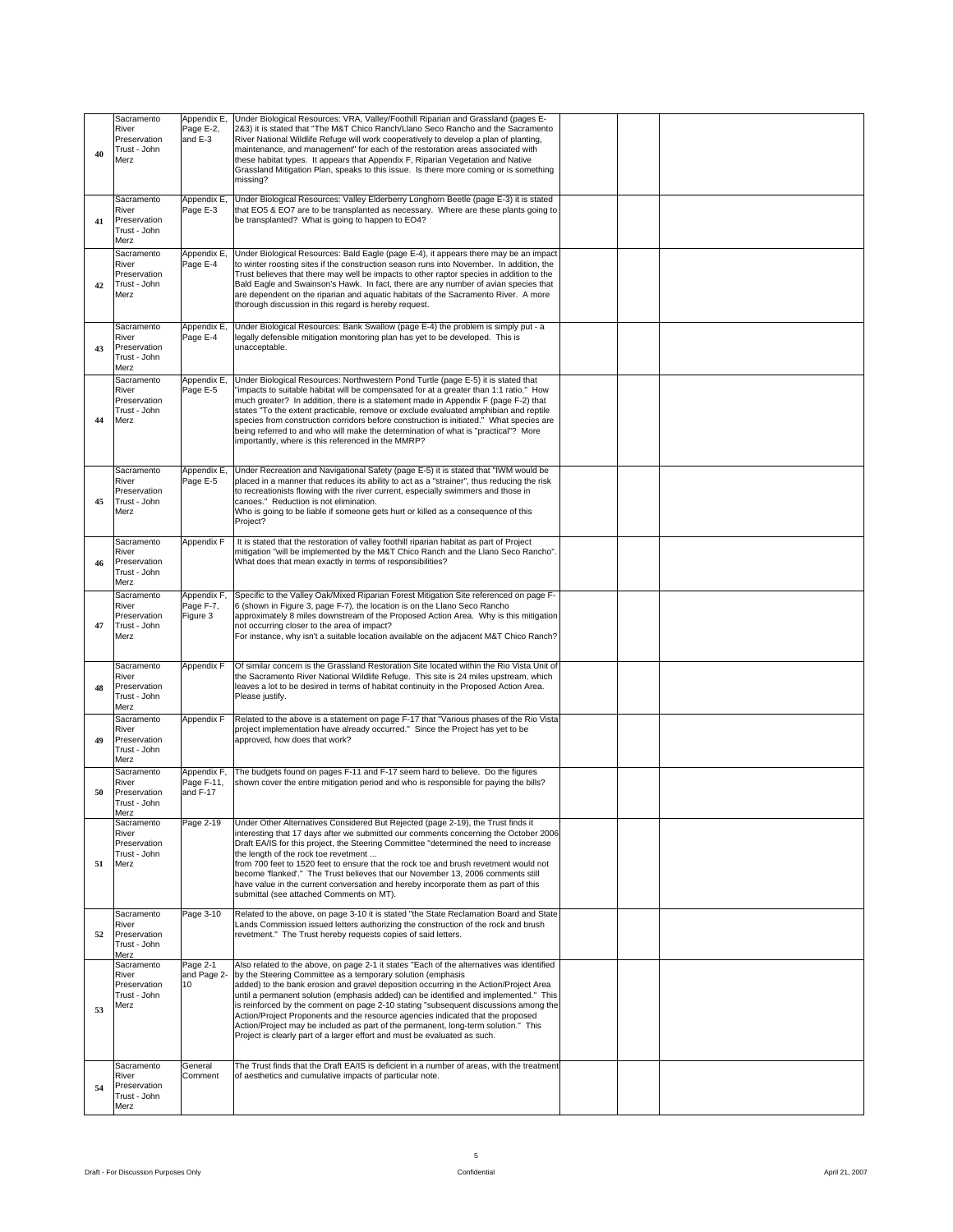| | | | | | | |
|---|---|---|---|---|---|---|
| 40 | Sacramento River Preservation Trust - John Merz | Appendix E, Page E-2, and E-3 | Under Biological Resources: VRA, Valley/Foothill Riparian and Grassland (pages E-2&3) it is stated that "The M&T Chico Ranch/Llano Seco Rancho and the Sacramento River National Wildlife Refuge will work cooperatively to develop a plan of planting, maintenance, and management" for each of the restoration areas associated with these habitat types. It appears that Appendix F, Riparian Vegetation and Native Grassland Mitigation Plan, speaks to this issue. Is there more coming or is something missing? | | | |
| 41 | Sacramento River Preservation Trust - John Merz | Appendix E, Page E-3 | Under Biological Resources: Valley Elderberry Longhorn Beetle (page E-3) it is stated that EO5 & EO7 are to be transplanted as necessary. Where are these plants going to be transplanted? What is going to happen to EO4? | | | |
| 42 | Sacramento River Preservation Trust - John Merz | Appendix E, Page E-4 | Under Biological Resources: Bald Eagle (page E-4), it appears there may be an impact to winter roosting sites if the construction season runs into November. In addition, the Trust believes that there may well be impacts to other raptor species in addition to the Bald Eagle and Swainson's Hawk. In fact, there are any number of avian species that are dependent on the riparian and aquatic habitats of the Sacramento River. A more thorough discussion in this regard is hereby request. | | | |
| 43 | Sacramento River Preservation Trust - John Merz | Appendix E, Page E-4 | Under Biological Resources: Bank Swallow (page E-4) the problem is simply put - a legally defensible mitigation monitoring plan has yet to be developed. This is unacceptable. | | | |
| 44 | Sacramento River Preservation Trust - John Merz | Appendix E, Page E-5 | Under Biological Resources: Northwestern Pond Turtle (page E-5) it is stated that "impacts to suitable habitat will be compensated for at a greater than 1:1 ratio." How much greater? In addition, there is a statement made in Appendix F (page F-2) that states "To the extent practicable, remove or exclude evaluated amphibian and reptile species from construction corridors before construction is initiated." What species are being referred to and who will make the determination of what is "practical"? More importantly, where is this referenced in the MMRP? | | | |
| 45 | Sacramento River Preservation Trust - John Merz | Appendix E, Page E-5 | Under Recreation and Navigational Safety (page E-5) it is stated that "IWM would be placed in a manner that reduces its ability to act as a "strainer", thus reducing the risk to recreationists flowing with the river current, especially swimmers and those in canoes." Reduction is not elimination.<br>Who is going to be liable if someone gets hurt or killed as a consequence of this Project? | | | |
| 46 | Sacramento River Preservation Trust - John Merz | Appendix F | It is stated that the restoration of valley foothill riparian habitat as part of Project mitigation "will be implemented by the M&T Chico Ranch and the Llano Seco Rancho". What does that mean exactly in terms of responsibilities? | | | |
| 47 | Sacramento River Preservation Trust - John Merz | Appendix F, Page F-7, Figure 3 | Specific to the Valley Oak/Mixed Riparian Forest Mitigation Site referenced on page F-6 (shown in Figure 3, page F-7), the location is on the Llano Seco Rancho approximately 8 miles downstream of the Proposed Action Area. Why is this mitigation not occurring closer to the area of impact?<br>For instance, why isn't a suitable location available on the adjacent M&T Chico Ranch? | | | |
| 48 | Sacramento River Preservation Trust - John Merz | Appendix F | Of similar concern is the Grassland Restoration Site located within the Rio Vista Unit of the Sacramento River National Wildlife Refuge. This site is 24 miles upstream, which leaves a lot to be desired in terms of habitat continuity in the Proposed Action Area. Please justify. | | | |
| 49 | Sacramento River Preservation Trust - John Merz | Appendix F | Related to the above is a statement on page F-17 that "Various phases of the Rio Vista project implementation have already occurred." Since the Project has yet to be approved, how does that work? | | | |
| 50 | Sacramento River Preservation Trust - John Merz | Appendix F, Page F-11, and F-17 | The budgets found on pages F-11 and F-17 seem hard to believe. Do the figures shown cover the entire mitigation period and who is responsible for paying the bills? | | | |
| 51 | Sacramento River Preservation Trust - John Merz | Page 2-19 | Under Other Alternatives Considered But Rejected (page 2-19), the Trust finds it interesting that 17 days after we submitted our comments concerning the October 2006 Draft EA/IS for this project, the Steering Committee "determined the need to increase the length of the rock toe revetment ...<br>from 700 feet to 1520 feet to ensure that the rock toe and brush revetment would not become 'flanked'." The Trust believes that our November 13, 2006 comments still have value in the current conversation and hereby incorporate them as part of this submittal (see attached Comments on MT). | | | |
| 52 | Sacramento River Preservation Trust - John Merz | Page 3-10 | Related to the above, on page 3-10 it is stated "the State Reclamation Board and State Lands Commission issued letters authorizing the construction of the rock and brush revetment." The Trust hereby requests copies of said letters. | | | |
| 53 | Sacramento River Preservation Trust - John Merz | Page 2-1 and Page 2-10 | Also related to the above, on page 2-1 it states "Each of the alternatives was identified by the Steering Committee as a temporary solution (emphasis added) to the bank erosion and gravel deposition occurring in the Action/Project Area until a permanent solution (emphasis added) can be identified and implemented." This is reinforced by the comment on page 2-10 stating "subsequent discussions among the Action/Project Proponents and the resource agencies indicated that the proposed Action/Project may be included as part of the permanent, long-term solution." This Project is clearly part of a larger effort and must be evaluated as such. | | | |
| 54 | Sacramento River Preservation Trust - John Merz | General Comment | The Trust finds that the Draft EA/IS is deficient in a number of areas, with the treatment of aesthetics and cumulative impacts of particular note. | | | |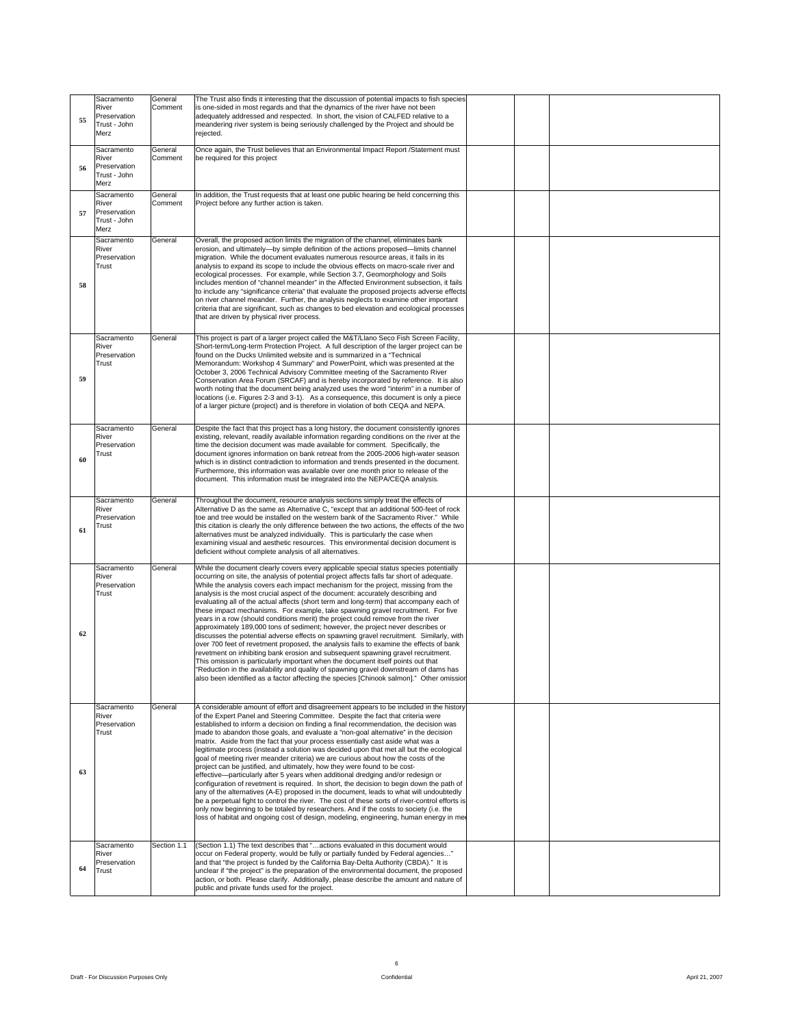| 55 | Sacramento River Preservation Trust - John Merz | General Comment | The Trust also finds it interesting that the discussion of potential impacts to fish species is one-sided in most regards and that the dynamics of the river have not been adequately addressed and respected. In short, the vision of CALFED relative to a meandering river system is being seriously challenged by the Project and should be rejected. | | | |
|---|---|---|---|---|---|---|
| 56 | Sacramento River Preservation Trust - John Merz | General Comment | Once again, the Trust believes that an Environmental Impact Report /Statement must be required for this project | | | |
| 57 | Sacramento River Preservation Trust - John Merz | General Comment | In addition, the Trust requests that at least one public hearing be held concerning this Project before any further action is taken. | | | |
| 58 | Sacramento River Preservation Trust | General | Overall, the proposed action limits the migration of the channel, eliminates bank erosion, and ultimately—by simple definition of the actions proposed—limits channel migration. While the document evaluates numerous resource areas, it fails in its analysis to expand its scope to include the obvious effects on macro-scale river and ecological processes. For example, while Section 3.7, Geomorphology and Soils includes mention of "channel meander" in the Affected Environment subsection, it fails to include any "significance criteria" that evaluate the proposed projects adverse effects on river channel meander. Further, the analysis neglects to examine other important criteria that are significant, such as changes to bed elevation and ecological processes that are driven by physical river process. | | | |
| 59 | Sacramento River Preservation Trust | General | This project is part of a larger project called the M&T/Llano Seco Fish Screen Facility, Short-term/Long-term Protection Project. A full description of the larger project can be found on the Ducks Unlimited website and is summarized in a "Technical Memorandum: Workshop 4 Summary" and PowerPoint, which was presented at the October 3, 2006 Technical Advisory Committee meeting of the Sacramento River Conservation Area Forum (SRCAF) and is hereby incorporated by reference. It is also worth noting that the document being analyzed uses the word "interim" in a number of locations (i.e. Figures 2-3 and 3-1). As a consequence, this document is only a piece of a larger picture (project) and is therefore in violation of both CEQA and NEPA. | | | |
| 60 | Sacramento River Preservation Trust | General | Despite the fact that this project has a long history, the document consistently ignores existing, relevant, readily available information regarding conditions on the river at the time the decision document was made available for comment. Specifically, the document ignores information on bank retreat from the 2005-2006 high-water season which is in distinct contradiction to information and trends presented in the document. Furthermore, this information was available over one month prior to release of the document. This information must be integrated into the NEPA/CEQA analysis. | | | |
| 61 | Sacramento River Preservation Trust | General | Throughout the document, resource analysis sections simply treat the effects of Alternative D as the same as Alternative C, "except that an additional 500-feet of rock toe and tree would be installed on the western bank of the Sacramento River." While this citation is clearly the only difference between the two actions, the effects of the two alternatives must be analyzed individually. This is particularly the case when examining visual and aesthetic resources. This environmental decision document is deficient without complete analysis of all alternatives. | | | |
| 62 | Sacramento River Preservation Trust | General | While the document clearly covers every applicable special status species potentially occurring on site, the analysis of potential project affects falls far short of adequate. While the analysis covers each impact mechanism for the project, missing from the analysis is the most crucial aspect of the document: accurately describing and evaluating all of the actual affects (short term and long-term) that accompany each of these impact mechanisms. For example, take spawning gravel recruitment. For five years in a row (should conditions merit) the project could remove from the river approximately 189,000 tons of sediment; however, the project never describes or discusses the potential adverse effects on spawning gravel recruitment. Similarly, with over 700 feet of revetment proposed, the analysis fails to examine the effects of bank revetment on inhibiting bank erosion and subsequent spawning gravel recruitment. This omission is particularly important when the document itself points out that "Reduction in the availability and quality of spawning gravel downstream of dams has also been identified as a factor affecting the species [Chinook salmon]." Other omission | | | |
| 63 | Sacramento River Preservation Trust | General | A considerable amount of effort and disagreement appears to be included in the history of the Expert Panel and Steering Committee. Despite the fact that criteria were established to inform a decision on finding a final recommendation, the decision was made to abandon those goals, and evaluate a "non-goal alternative" in the decision matrix. Aside from the fact that your process essentially cast aside what was a legitimate process (instead a solution was decided upon that met all but the ecological goal of meeting river meander criteria) we are curious about how the costs of the project can be justified, and ultimately, how they were found to be cost-effective—particularly after 5 years when additional dredging and/or redesign or configuration of revetment is required. In short, the decision to begin down the path of any of the alternatives (A-E) proposed in the document, leads to what will undoubtedly be a perpetual fight to control the river. The cost of these sorts of river-control efforts is only now beginning to be totaled by researchers. And if the costs to society (i.e. the loss of habitat and ongoing cost of design, modeling, engineering, human energy in mee | | | |
| 64 | Sacramento River Preservation Trust | Section 1.1 | (Section 1.1) The text describes that "…actions evaluated in this document would occur on Federal property, would be fully or partially funded by Federal agencies…" and that "the project is funded by the California Bay-Delta Authority (CBDA)." It is unclear if "the project" is the preparation of the environmental document, the proposed action, or both. Please clarify. Additionally, please describe the amount and nature of public and private funds used for the project. | | | |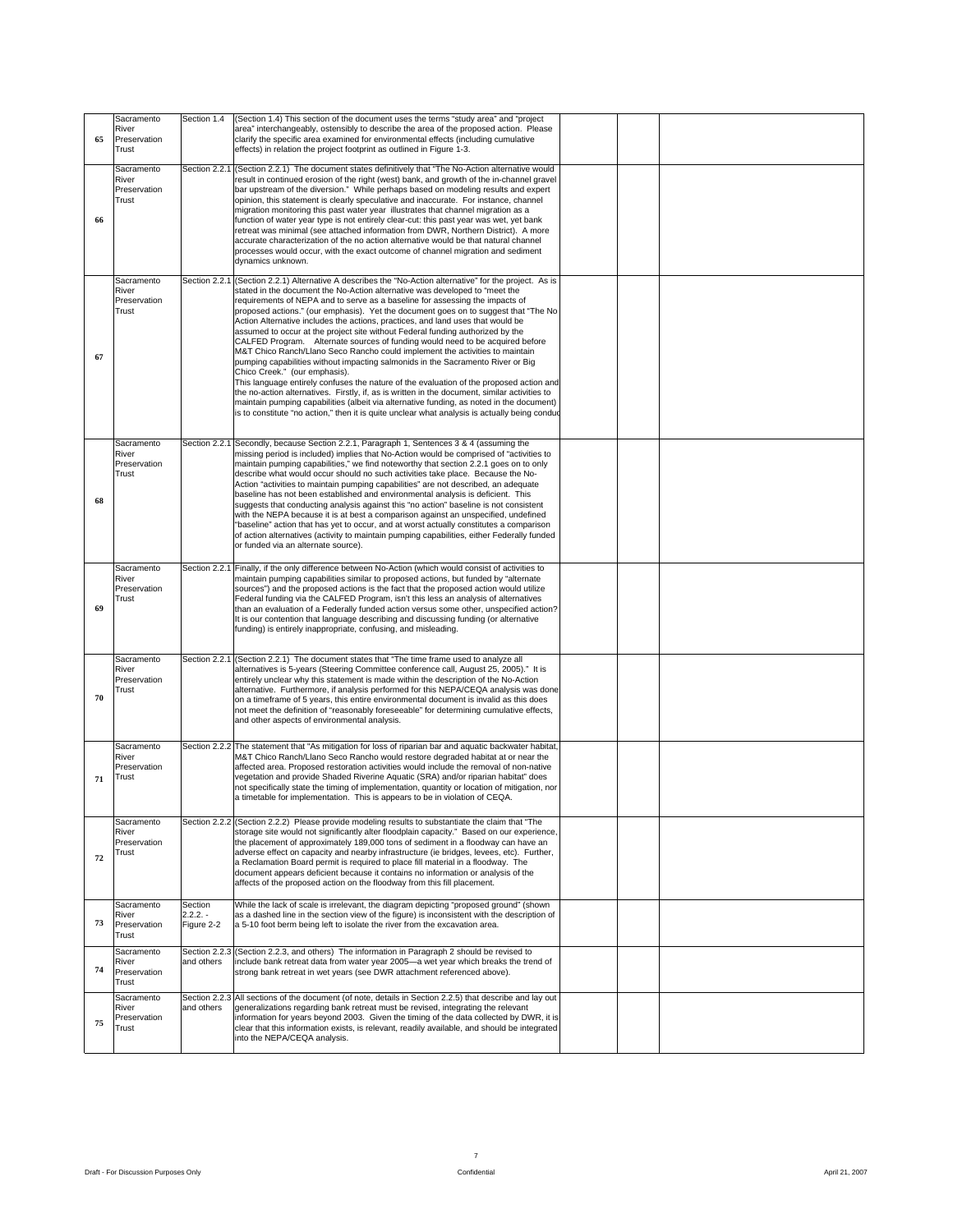| | | | | | | |
|---|---|---|---|---|---|---|
| 65 | Sacramento River Preservation Trust | Section 1.4 | (Section 1.4) This section of the document uses the terms "study area" and "project area" interchangeably, ostensibly to describe the area of the proposed action. Please clarify the specific area examined for environmental effects (including cumulative effects) in relation the project footprint as outlined in Figure 1-3. | | | |
| 66 | Sacramento River Preservation Trust | Section 2.2.1 | (Section 2.2.1) The document states definitively that "The No-Action alternative would result in continued erosion of the right (west) bank, and growth of the in-channel gravel bar upstream of the diversion." While perhaps based on modeling results and expert opinion, this statement is clearly speculative and inaccurate. For instance, channel migration monitoring this past water year illustrates that channel migration as a function of water year type is not entirely clear-cut: this past year was wet, yet bank retreat was minimal (see attached information from DWR, Northern District). A more accurate characterization of the no action alternative would be that natural channel processes would occur, with the exact outcome of channel migration and sediment dynamics unknown. | | | |
| 67 | Sacramento River Preservation Trust | Section 2.2.1 | (Section 2.2.1) Alternative A describes the "No-Action alternative" for the project. As is stated in the document the No-Action alternative was developed to "meet the requirements of NEPA and to serve as a baseline for assessing the impacts of proposed actions." (our emphasis). Yet the document goes on to suggest that "The No Action Alternative includes the actions, practices, and land uses that would be assumed to occur at the project site without Federal funding authorized by the CALFED Program. Alternate sources of funding would need to be acquired before M&T Chico Ranch/Llano Seco Rancho could implement the activities to maintain pumping capabilities without impacting salmonids in the Sacramento River or Big Chico Creek." (our emphasis).<br>This language entirely confuses the nature of the evaluation of the proposed action and the no-action alternatives. Firstly, if, as is written in the document, similar activities to maintain pumping capabilities (albeit via alternative funding, as noted in the document) is to constitute "no action," then it is quite unclear what analysis is actually being conduc | | | |
| 68 | Sacramento River Preservation Trust | Section 2.2.1 | Secondly, because Section 2.2.1, Paragraph 1, Sentences 3 & 4 (assuming the missing period is included) implies that No-Action would be comprised of "activities to maintain pumping capabilities," we find noteworthy that section 2.2.1 goes on to only describe what would occur should no such activities take place. Because the No-Action "activities to maintain pumping capabilities" are not described, an adequate baseline has not been established and environmental analysis is deficient. This suggests that conducting analysis against this "no action" baseline is not consistent with the NEPA because it is at best a comparison against an unspecified, undefined "baseline" action that has yet to occur, and at worst actually constitutes a comparison of action alternatives (activity to maintain pumping capabilities, either Federally funded or funded via an alternate source). | | | |
| 69 | Sacramento River Preservation Trust | Section 2.2.1 | Finally, if the only difference between No-Action (which would consist of activities to maintain pumping capabilities similar to proposed actions, but funded by "alternate sources") and the proposed actions is the fact that the proposed action would utilize Federal funding via the CALFED Program, isn't this less an analysis of alternatives than an evaluation of a Federally funded action versus some other, unspecified action? It is our contention that language describing and discussing funding (or alternative funding) is entirely inappropriate, confusing, and misleading. | | | |
| 70 | Sacramento River Preservation Trust | Section 2.2.1 | (Section 2.2.1) The document states that "The time frame used to analyze all alternatives is 5-years (Steering Committee conference call, August 25, 2005)." It is entirely unclear why this statement is made within the description of the No-Action alternative. Furthermore, if analysis performed for this NEPA/CEQA analysis was done on a timeframe of 5 years, this entire environmental document is invalid as this does not meet the definition of "reasonably foreseeable" for determining cumulative effects, and other aspects of environmental analysis. | | | |
| 71 | Sacramento River Preservation Trust | Section 2.2.2 | The statement that "As mitigation for loss of riparian bar and aquatic backwater habitat, M&T Chico Ranch/Llano Seco Rancho would restore degraded habitat at or near the affected area. Proposed restoration activities would include the removal of non-native vegetation and provide Shaded Riverine Aquatic (SRA) and/or riparian habitat" does not specifically state the timing of implementation, quantity or location of mitigation, nor a timetable for implementation. This is appears to be in violation of CEQA. | | | |
| 72 | Sacramento River Preservation Trust | Section 2.2.2 | (Section 2.2.2) Please provide modeling results to substantiate the claim that "The storage site would not significantly alter floodplain capacity." Based on our experience, the placement of approximately 189,000 tons of sediment in a floodway can have an adverse effect on capacity and nearby infrastructure (ie bridges, levees, etc). Further, a Reclamation Board permit is required to place fill material in a floodway. The document appears deficient because it contains no information or analysis of the affects of the proposed action on the floodway from this fill placement. | | | |
| 73 | Sacramento River Preservation Trust | Section 2.2.2. - Figure 2-2 | While the lack of scale is irrelevant, the diagram depicting "proposed ground" (shown as a dashed line in the section view of the figure) is inconsistent with the description of a 5-10 foot berm being left to isolate the river from the excavation area. | | | |
| 74 | Sacramento River Preservation Trust | Section 2.2.3 and others | (Section 2.2.3, and others) The information in Paragraph 2 should be revised to include bank retreat data from water year 2005—a wet year which breaks the trend of strong bank retreat in wet years (see DWR attachment referenced above). | | | |
| 75 | Sacramento River Preservation Trust | Section 2.2.3 and others | All sections of the document (of note, details in Section 2.2.5) that describe and lay out generalizations regarding bank retreat must be revised, integrating the relevant information for years beyond 2003. Given the timing of the data collected by DWR, it is clear that this information exists, is relevant, readily available, and should be integrated into the NEPA/CEQA analysis. | | | |

Draft - For Discussion Purposes Only | Confidential | April 21, 2007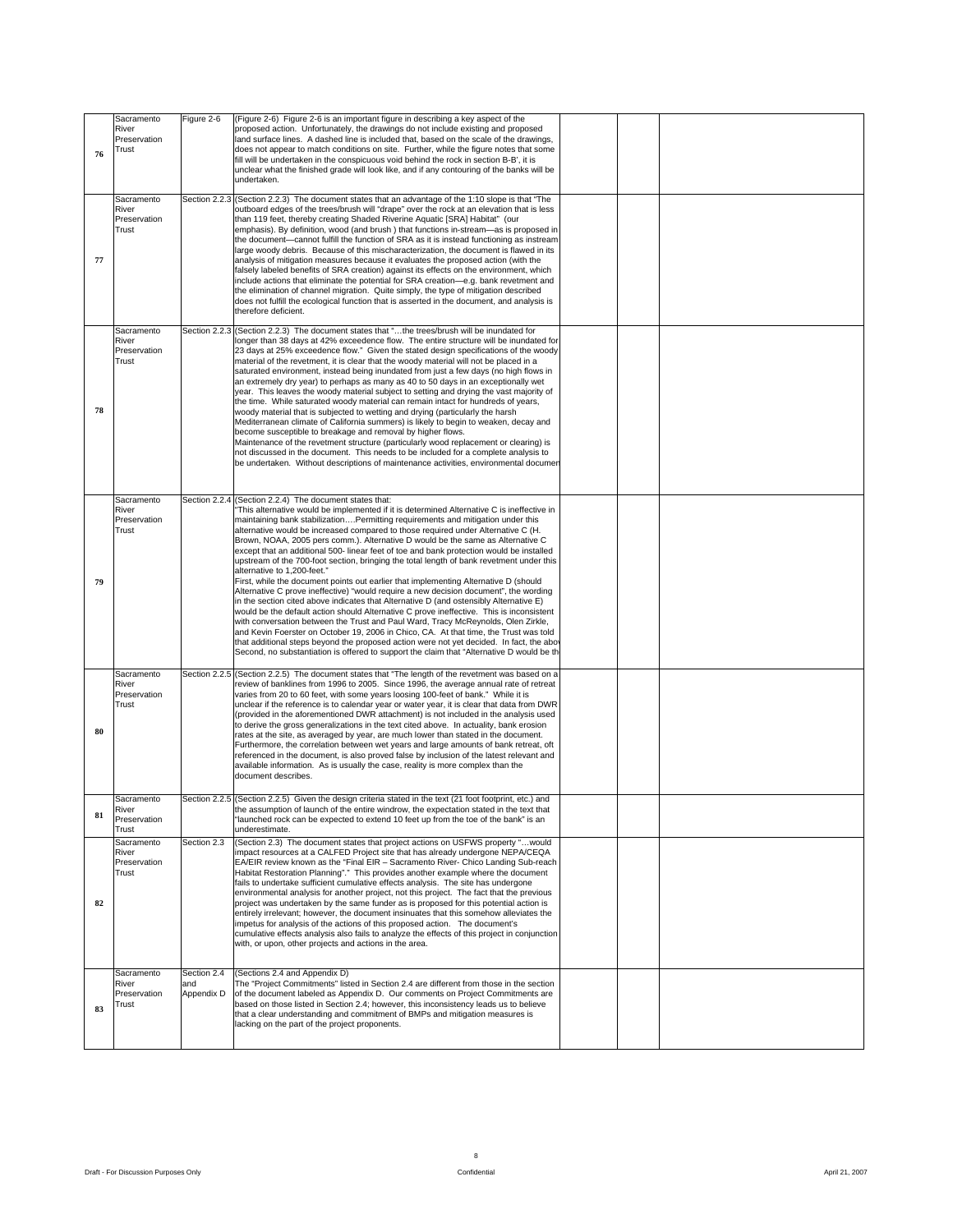| | | | | | | |
|---|---|---|---|---|---|---|
| 76 | Sacramento River Preservation Trust | Figure 2-6 | (Figure 2-6) Figure 2-6 is an important figure in describing a key aspect of the proposed action. Unfortunately, the drawings do not include existing and proposed land surface lines. A dashed line is included that, based on the scale of the drawings, does not appear to match conditions on site. Further, while the figure notes that some fill will be undertaken in the conspicuous void behind the rock in section B-B', it is unclear what the finished grade will look like, and if any contouring of the banks will be undertaken. | | | |
| 77 | Sacramento River Preservation Trust | Section 2.2.3 | (Section 2.2.3) The document states that an advantage of the 1:10 slope is that "The outboard edges of the trees/brush will "drape" over the rock at an elevation that is less than 119 feet, thereby creating Shaded Riverine Aquatic [SRA] Habitat" (our emphasis). By definition, wood (and brush ) that functions in-stream—as is proposed in the document—cannot fulfill the function of SRA as it is instead functioning as instream large woody debris. Because of this mischaracterization, the document is flawed in its analysis of mitigation measures because it evaluates the proposed action (with the falsely labeled benefits of SRA creation) against its effects on the environment, which include actions that eliminate the potential for SRA creation—e.g. bank revetment and the elimination of channel migration. Quite simply, the type of mitigation described does not fulfill the ecological function that is asserted in the document, and analysis is therefore deficient. | | | |
| 78 | Sacramento River Preservation Trust | Section 2.2.3 | (Section 2.2.3) The document states that "…the trees/brush will be inundated for longer than 38 days at 42% exceedence flow. The entire structure will be inundated for 23 days at 25% exceedence flow." Given the stated design specifications of the woody material of the revetment, it is clear that the woody material will not be placed in a saturated environment, instead being inundated from just a few days (no high flows in an extremely dry year) to perhaps as many as 40 to 50 days in an exceptionally wet year. This leaves the woody material subject to setting and drying the vast majority of the time. While saturated woody material can remain intact for hundreds of years, woody material that is subjected to wetting and drying (particularly the harsh Mediterranean climate of California summers) is likely to begin to weaken, decay and become susceptible to breakage and removal by higher flows.<br>Maintenance of the revetment structure (particularly wood replacement or clearing) is not discussed in the document. This needs to be included for a complete analysis to be undertaken. Without descriptions of maintenance activities, environmental documen | | | |
| 79 | Sacramento River Preservation Trust | Section 2.2.4 | (Section 2.2.4) The document states that:<br>"This alternative would be implemented if it is determined Alternative C is ineffective in maintaining bank stabilization….Permitting requirements and mitigation under this alternative would be increased compared to those required under Alternative C (H. Brown, NOAA, 2005 pers comm.). Alternative D would be the same as Alternative C except that an additional 500- linear feet of toe and bank protection would be installed upstream of the 700-foot section, bringing the total length of bank revetment under this alternative to 1,200-feet."<br>First, while the document points out earlier that implementing Alternative D (should Alternative C prove ineffective) "would require a new decision document", the wording in the section cited above indicates that Alternative D (and ostensibly Alternative E) would be the default action should Alternative C prove ineffective. This is inconsistent with conversation between the Trust and Paul Ward, Tracy McReynolds, Olen Zirkle, and Kevin Foerster on October 19, 2006 in Chico, CA. At that time, the Trust was told that additional steps beyond the proposed action were not yet decided. In fact, the abo<br>Second, no substantiation is offered to support the claim that "Alternative D would be th | | | |
| 80 | Sacramento River Preservation Trust | Section 2.2.5 | (Section 2.2.5) The document states that "The length of the revetment was based on a review of banklines from 1996 to 2005. Since 1996, the average annual rate of retreat varies from 20 to 60 feet, with some years loosing 100-feet of bank." While it is unclear if the reference is to calendar year or water year, it is clear that data from DWR (provided in the aforementioned DWR attachment) is not included in the analysis used to derive the gross generalizations in the text cited above. In actuality, bank erosion rates at the site, as averaged by year, are much lower than stated in the document. Furthermore, the correlation between wet years and large amounts of bank retreat, oft referenced in the document, is also proved false by inclusion of the latest relevant and available information. As is usually the case, reality is more complex than the document describes. | | | |
| 81 | Sacramento River Preservation Trust | Section 2.2.5 | (Section 2.2.5) Given the design criteria stated in the text (21 foot footprint, etc.) and the assumption of launch of the entire windrow, the expectation stated in the text that "launched rock can be expected to extend 10 feet up from the toe of the bank" is an underestimate. | | | |
| 82 | Sacramento River Preservation Trust | Section 2.3 | (Section 2.3) The document states that project actions on USFWS property "…would impact resources at a CALFED Project site that has already undergone NEPA/CEQA EA/EIR review known as the "Final EIR – Sacramento River- Chico Landing Sub-reach Habitat Restoration Planning"." This provides another example where the document fails to undertake sufficient cumulative effects analysis. The site has undergone environmental analysis for another project, not this project. The fact that the previous project was undertaken by the same funder as is proposed for this potential action is entirely irrelevant; however, the document insinuates that this somehow alleviates the impetus for analysis of the actions of this proposed action. The document's cumulative effects analysis also fails to analyze the effects of this project in conjunction with, or upon, other projects and actions in the area. | | | |
| 83 | Sacramento River Preservation Trust | Section 2.4 and Appendix D | (Sections 2.4 and Appendix D)<br>The "Project Commitments" listed in Section 2.4 are different from those in the section of the document labeled as Appendix D. Our comments on Project Commitments are based on those listed in Section 2.4; however, this inconsistency leads us to believe that a clear understanding and commitment of BMPs and mitigation measures is lacking on the part of the project proponents. | | | |

Draft - For Discussion Purposes Only — Confidential — April 21, 2007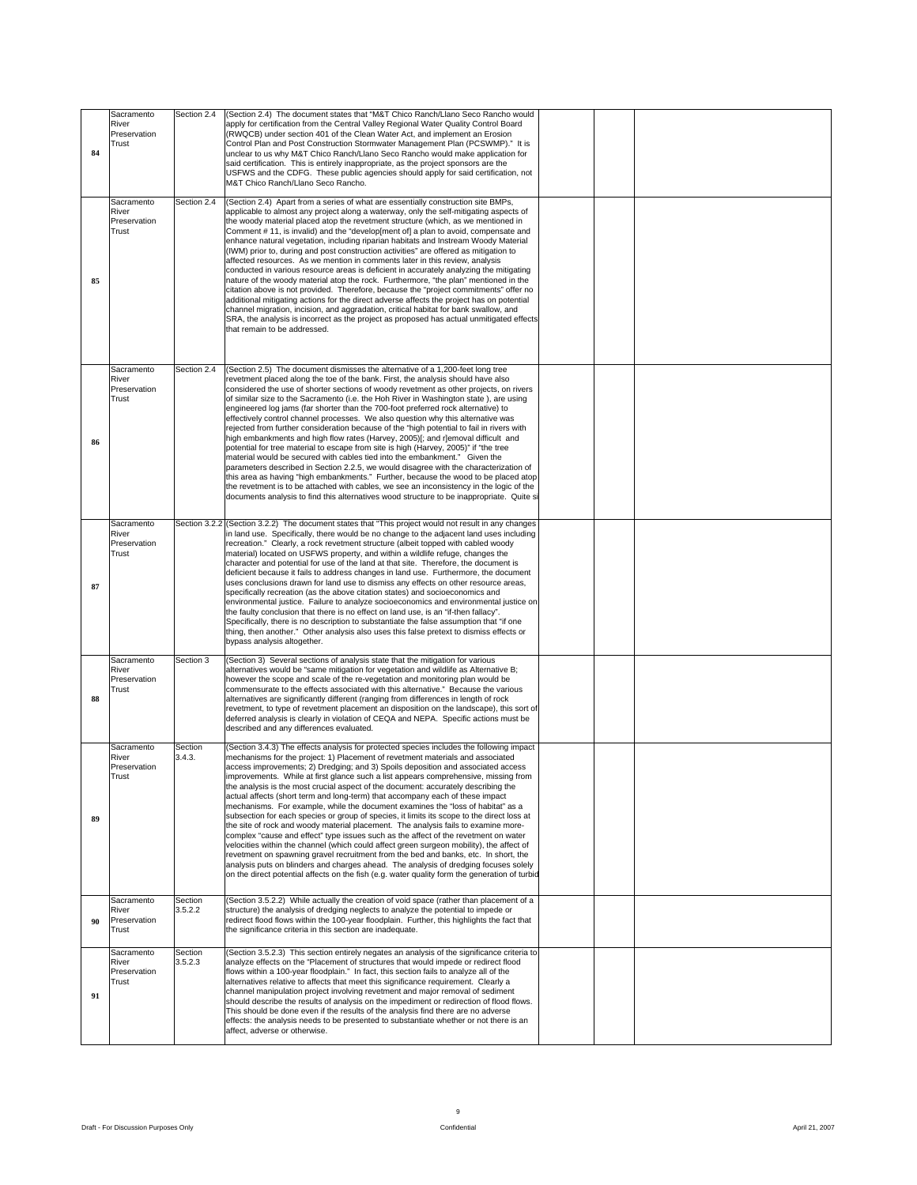| 84 | Sacramento River Preservation Trust | Section 2.4 | (Section 2.4) The document states that "M&T Chico Ranch/Llano Seco Rancho would apply for certification from the Central Valley Regional Water Quality Control Board (RWQCB) under section 401 of the Clean Water Act, and implement an Erosion Control Plan and Post Construction Stormwater Management Plan (PCSWMP)." It is unclear to us why M&T Chico Ranch/Llano Seco Rancho would make application for said certification. This is entirely inappropriate, as the project sponsors are the USFWS and the CDFG. These public agencies should apply for said certification, not M&T Chico Ranch/Llano Seco Rancho. | | | |
|---|---|---|---|---|---|---|
| 85 | Sacramento River Preservation Trust | Section 2.4 | (Section 2.4) Apart from a series of what are essentially construction site BMPs, applicable to almost any project along a waterway, only the self-mitigating aspects of the woody material placed atop the revetment structure (which, as we mentioned in Comment # 11, is invalid) and the "develop[ment of] a plan to avoid, compensate and enhance natural vegetation, including riparian habitats and Instream Woody Material (IWM) prior to, during and post construction activities" are offered as mitigation to affected resources. As we mention in comments later in this review, analysis conducted in various resource areas is deficient in accurately analyzing the mitigating nature of the woody material atop the rock. Furthermore, "the plan" mentioned in the citation above is not provided. Therefore, because the "project commitments" offer no additional mitigating actions for the direct adverse affects the project has on potential channel migration, incision, and aggradation, critical habitat for bank swallow, and SRA, the analysis is incorrect as the project as proposed has actual unmitigated effects that remain to be addressed. | | | |
| 86 | Sacramento River Preservation Trust | Section 2.4 | (Section 2.5) The document dismisses the alternative of a 1,200-feet long tree revetment placed along the toe of the bank. First, the analysis should have also considered the use of shorter sections of woody revetment as other projects, on rivers of similar size to the Sacramento (i.e. the Hoh River in Washington state ), are using engineered log jams (far shorter than the 700-foot preferred rock alternative) to effectively control channel processes. We also question why this alternative was rejected from further consideration because of the "high potential to fail in rivers with high embankments and high flow rates (Harvey, 2005)[; and r]emoval difficult and potential for tree material to escape from site is high (Harvey, 2005)" if "the tree material would be secured with cables tied into the embankment." Given the parameters described in Section 2.2.5, we would disagree with the characterization of this area as having "high embankments." Further, because the wood to be placed atop the revetment is to be attached with cables, we see an inconsistency in the logic of the documents analysis to find this alternatives wood structure to be inappropriate. Quite si | | | |
| 87 | Sacramento River Preservation Trust | Section 3.2.2 | (Section 3.2.2) The document states that "This project would not result in any changes in land use. Specifically, there would be no change to the adjacent land uses including recreation." Clearly, a rock revetment structure (albeit topped with cabled woody material) located on USFWS property, and within a wildlife refuge, changes the character and potential for use of the land at that site. Therefore, the document is deficient because it fails to address changes in land use. Furthermore, the document uses conclusions drawn for land use to dismiss any effects on other resource areas, specifically recreation (as the above citation states) and socioeconomics and environmental justice. Failure to analyze socioeconomics and environmental justice on the faulty conclusion that there is no effect on land use, is an "if-then fallacy". Specifically, there is no description to substantiate the false assumption that "if one thing, then another." Other analysis also uses this false pretext to dismiss effects or bypass analysis altogether. | | | |
| 88 | Sacramento River Preservation Trust | Section 3 | (Section 3) Several sections of analysis state that the mitigation for various alternatives would be "same mitigation for vegetation and wildlife as Alternative B; however the scope and scale of the re-vegetation and monitoring plan would be commensurate to the effects associated with this alternative." Because the various alternatives are significantly different (ranging from differences in length of rock revetment, to type of revetment placement an disposition on the landscape), this sort of deferred analysis is clearly in violation of CEQA and NEPA. Specific actions must be described and any differences evaluated. | | | |
| 89 | Sacramento River Preservation Trust | Section 3.4.3. | (Section 3.4.3) The effects analysis for protected species includes the following impact mechanisms for the project: 1) Placement of revetment materials and associated access improvements; 2) Dredging; and 3) Spoils deposition and associated access improvements. While at first glance such a list appears comprehensive, missing from the analysis is the most crucial aspect of the document: accurately describing the actual affects (short term and long-term) that accompany each of these impact mechanisms. For example, while the document examines the "loss of habitat" as a subsection for each species or group of species, it limits its scope to the direct loss at the site of rock and woody material placement. The analysis fails to examine more-complex "cause and effect" type issues such as the affect of the revetment on water velocities within the channel (which could affect green surgeon mobility), the affect of revetment on spawning gravel recruitment from the bed and banks, etc. In short, the analysis puts on blinders and charges ahead. The analysis of dredging focuses solely on the direct potential affects on the fish (e.g. water quality form the generation of turbid | | | |
| 90 | Sacramento River Preservation Trust | Section 3.5.2.2 | (Section 3.5.2.2) While actually the creation of void space (rather than placement of a structure) the analysis of dredging neglects to analyze the potential to impede or redirect flood flows within the 100-year floodplain. Further, this highlights the fact that the significance criteria in this section are inadequate. | | | |
| 91 | Sacramento River Preservation Trust | Section 3.5.2.3 | (Section 3.5.2.3) This section entirely negates an analysis of the significance criteria to analyze effects on the "Placement of structures that would impede or redirect flood flows within a 100-year floodplain." In fact, this section fails to analyze all of the alternatives relative to affects that meet this significance requirement. Clearly a channel manipulation project involving revetment and major removal of sediment should describe the results of analysis on the impediment or redirection of flood flows. This should be done even if the results of the analysis find there are no adverse effects: the analysis needs to be presented to substantiate whether or not there is an affect, adverse or otherwise. | | | |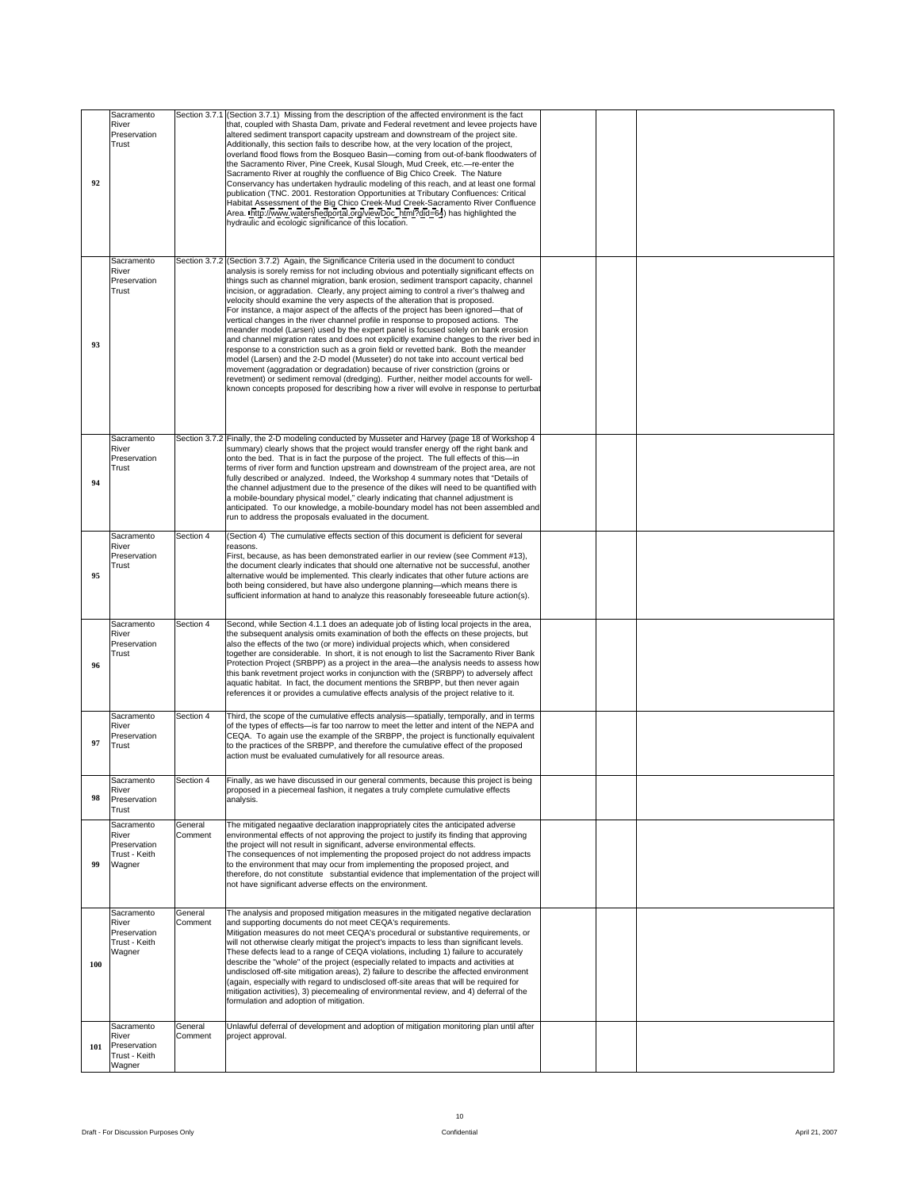| | | | | | | |
|---|---|---|---|---|---|---|
| 92 | Sacramento River Preservation Trust | Section 3.7.1 | (Section 3.7.1) Missing from the description of the affected environment is the fact that, coupled with Shasta Dam, private and Federal revetment and levee projects have altered sediment transport capacity upstream and downstream of the project site. Additionally, this section fails to describe how, at the very location of the project, overland flood flows from the Bosqueo Basin—coming from out-of-bank floodwaters of the Sacramento River, Pine Creek, Kusal Slough, Mud Creek, etc.—re-enter the Sacramento River at roughly the confluence of Big Chico Creek. The Nature Conservancy has undertaken hydraulic modeling of this reach, and at least one formal publication (TNC. 2001. Restoration Opportunities at Tributary Confluences: Critical Habitat Assessment of the Big Chico Creek-Mud Creek-Sacramento River Confluence Area. http://www.watershedportal.org/viewDoc_html?did=64) has highlighted the hydraulic and ecologic significance of this location. | | | |
| 93 | Sacramento River Preservation Trust | Section 3.7.2 | (Section 3.7.2) Again, the Significance Criteria used in the document to conduct analysis is sorely remiss for not including obvious and potentially significant effects on things such as channel migration, bank erosion, sediment transport capacity, channel incision, or aggradation. Clearly, any project aiming to control a river's thalweg and velocity should examine the very aspects of the alteration that is proposed. For instance, a major aspect of the affects of the project has been ignored—that of vertical changes in the river channel profile in response to proposed actions. The meander model (Larsen) used by the expert panel is focused solely on bank erosion and channel migration rates and does not explicitly examine changes to the river bed in response to a constriction such as a groin field or revetted bank. Both the meander model (Larsen) and the 2-D model (Musseter) do not take into account vertical bed movement (aggradation or degradation) because of river constriction (groins or revetment) or sediment removal (dredging). Further, neither model accounts for well-known concepts proposed for describing how a river will evolve in response to perturbat | | | |
| 94 | Sacramento River Preservation Trust | Section 3.7.2 | Finally, the 2-D modeling conducted by Musseter and Harvey (page 18 of Workshop 4 summary) clearly shows that the project would transfer energy off the right bank and onto the bed. That is in fact the purpose of the project. The full effects of this—in terms of river form and function upstream and downstream of the project area, are not fully described or analyzed. Indeed, the Workshop 4 summary notes that "Details of the channel adjustment due to the presence of the dikes will need to be quantified with a mobile-boundary physical model," clearly indicating that channel adjustment is anticipated. To our knowledge, a mobile-boundary model has not been assembled and run to address the proposals evaluated in the document. | | | |
| 95 | Sacramento River Preservation Trust | Section 4 | (Section 4) The cumulative effects section of this document is deficient for several reasons.<br>First, because, as has been demonstrated earlier in our review (see Comment #13), the document clearly indicates that should one alternative not be successful, another alternative would be implemented. This clearly indicates that other future actions are both being considered, but have also undergone planning—which means there is sufficient information at hand to analyze this reasonably foreseeable future action(s). | | | |
| 96 | Sacramento River Preservation Trust | Section 4 | Second, while Section 4.1.1 does an adequate job of listing local projects in the area, the subsequent analysis omits examination of both the effects on these projects, but also the effects of the two (or more) individual projects which, when considered together are considerable. In short, it is not enough to list the Sacramento River Bank Protection Project (SRBPP) as a project in the area—the analysis needs to assess how this bank revetment project works in conjunction with the (SRBPP) to adversely affect aquatic habitat. In fact, the document mentions the SRBPP, but then never again references it or provides a cumulative effects analysis of the project relative to it. | | | |
| 97 | Sacramento River Preservation Trust | Section 4 | Third, the scope of the cumulative effects analysis—spatially, temporally, and in terms of the types of effects—is far too narrow to meet the letter and intent of the NEPA and CEQA. To again use the example of the SRBPP, the project is functionally equivalent to the practices of the SRBPP, and therefore the cumulative effect of the proposed action must be evaluated cumulatively for all resource areas. | | | |
| 98 | Sacramento River Preservation Trust | Section 4 | Finally, as we have discussed in our general comments, because this project is being proposed in a piecemeal fashion, it negates a truly complete cumulative effects analysis. | | | |
| 99 | Sacramento River Preservation Trust - Keith Wagner | General Comment | The mitigated negaative declaration inappropriately cites the anticipated adverse environmental effects of not approving the project to justify its finding that approving the project will not result in significant, adverse environmental effects.<br>The consequences of not implementing the proposed project do not address impacts to the environment that may ocur from implementing the proposed project, and therefore, do not constitute substantial evidence that implementation of the project will not have significant adverse effects on the environment. | | | |
| 100 | Sacramento River Preservation Trust - Keith Wagner | General Comment | The analysis and proposed mitigation measures in the mitigated negative declaration and supporting documents do not meet CEQA's requirements.<br>Mitigation measures do not meet CEQA's procedural or substantive requirements, or will not otherwise clearly mitigat the project's impacts to less than significant levels. These defects lead to a range of CEQA violations, including 1) failure to accurately describe the "whole" of the project (especially related to impacts and activities at undisclosed off-site mitigation areas), 2) failure to describe the affected environment (again, especially with regard to undisclosed off-site areas that will be required for mitigation activities), 3) piecemealing of environmental review, and 4) deferral of the formulation and adoption of mitigation. | | | |
| 101 | Sacramento River Preservation Trust - Keith Wagner | General Comment | Unlawful deferral of development and adoption of mitigation monitoring plan until after project approval. | | | |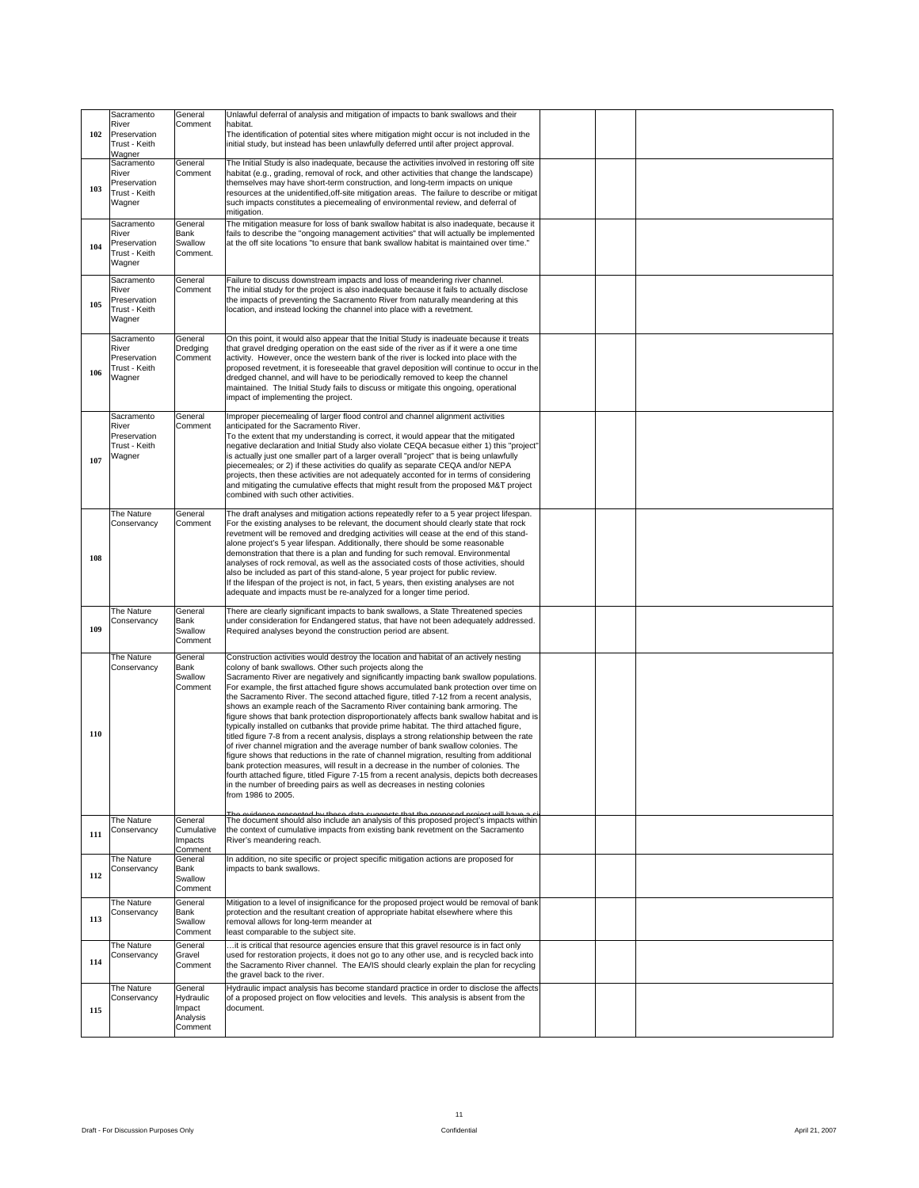| | | | | | | |
|---|---|---|---|---|---|---|
| **102** | Sacramento River Preservation Trust - Keith Wagner | General Comment | Unlawful deferral of analysis and mitigation of impacts to bank swallows and their habitat.<br>The identification of potential sites where mitigation might occur is not included in the initial study, but instead has been unlawfully deferred until after project approval. | | | |
| **103** | Sacramento River Preservation Trust - Keith Wagner | General Comment | The Initial Study is also inadequate, because the activities involved in restoring off site habitat (e.g., grading, removal of rock, and other activities that change the landscape) themselves may have short-term construction, and long-term impacts on unique resources at the unidentified,off-site mitigation areas. The failure to describe or mitigat such impacts constitutes a piecemealing of environmental review, and deferral of mitigation. | | | |
| **104** | Sacramento River Preservation Trust - Keith Wagner | General Bank Swallow Comment. | The mitigation measure for loss of bank swallow habitat is also inadequate, because it fails to describe the "ongoing management activities" that will actually be implemented at the off site locations "to ensure that bank swallow habitat is maintained over time." | | | |
| **105** | Sacramento River Preservation Trust - Keith Wagner | General Comment | Failure to discuss downstream impacts and loss of meandering river channel.<br>The initial study for the project is also inadequate because it fails to actually disclose the impacts of preventing the Sacramento River from naturally meandering at this location, and instead locking the channel into place with a revetment. | | | |
| **106** | Sacramento River Preservation Trust - Keith Wagner | General Dredging Comment | On this point, it would also appear that the Initial Study is inadeuate because it treats that gravel dredging operation on the east side of the river as if it were a one time activity. However, once the western bank of the river is locked into place with the proposed revetment, it is foreseeable that gravel deposition will continue to occur in the dredged channel, and will have to be periodically removed to keep the channel maintained. The Initial Study fails to discuss or mitigate this ongoing, operational impact of implementing the project. | | | |
| **107** | Sacramento River Preservation Trust - Keith Wagner | General Comment | Improper piecemealing of larger flood control and channel alignment activities anticipated for the Sacramento River.<br>To the extent that my understanding is correct, it would appear that the mitigated negative declaration and Initial Study also violate CEQA becasue either 1) this "project" is actually just one smaller part of a larger overall "project" that is being unlawfully piecemeales; or 2) if these activities do qualify as separate CEQA and/or NEPA projects, then these activities are not adequately acconted for in terms of considering and mitigating the cumulative effects that might result from the proposed M&T project combined with such other activities. | | | |
| **108** | The Nature Conservancy | General Comment | The draft analyses and mitigation actions repeatedly refer to a 5 year project lifespan. For the existing analyses to be relevant, the document should clearly state that rock revetment will be removed and dredging activities will cease at the end of this stand-alone project's 5 year lifespan. Additionally, there should be some reasonable demonstration that there is a plan and funding for such removal. Environmental analyses of rock removal, as well as the associated costs of those activities, should also be included as part of this stand-alone, 5 year project for public review.<br>If the lifespan of the project is not, in fact, 5 years, then existing analyses are not adequate and impacts must be re-analyzed for a longer time period. | | | |
| **109** | The Nature Conservancy | General Bank Swallow Comment | There are clearly significant impacts to bank swallows, a State Threatened species under consideration for Endangered status, that have not been adequately addressed. Required analyses beyond the construction period are absent. | | | |
| **110** | The Nature Conservancy | General Bank Swallow Comment | Construction activities would destroy the location and habitat of an actively nesting colony of bank swallows. Other such projects along the Sacramento River are negatively and significantly impacting bank swallow populations. For example, the first attached figure shows accumulated bank protection over time on the Sacramento River. The second attached figure, titled 7-12 from a recent analysis, shows an example reach of the Sacramento River containing bank armoring. The figure shows that bank protection disproportionately affects bank swallow habitat and is typically installed on cutbanks that provide prime habitat. The third attached figure, titled figure 7-8 from a recent analysis, displays a strong relationship between the rate of river channel migration and the average number of bank swallow colonies. The figure shows that reductions in the rate of channel migration, resulting from additional bank protection measures, will result in a decrease in the number of colonies. The fourth attached figure, titled Figure 7-15 from a recent analysis, depicts both decreases in the number of breeding pairs as well as decreases in nesting colonies from 1986 to 2005.<br>The evidence presented by these data suggests that the proposed project will have a si | | | |
| **111** | The Nature Conservancy | General Cumulative Impacts Comment | The document should also include an analysis of this proposed project's impacts within the context of cumulative impacts from existing bank revetment on the Sacramento River's meandering reach. | | | |
| **112** | The Nature Conservancy | General Bank Swallow Comment | In addition, no site specific or project specific mitigation actions are proposed for impacts to bank swallows. | | | |
| **113** | The Nature Conservancy | General Bank Swallow Comment | Mitigation to a level of insignificance for the proposed project would be removal of bank protection and the resultant creation of appropriate habitat elsewhere where this removal allows for long-term meander at least comparable to the subject site. | | | |
| **114** | The Nature Conservancy | General Gravel Comment | …it is critical that resource agencies ensure that this gravel resource is in fact only used for restoration projects, it does not go to any other use, and is recycled back into the Sacramento River channel. The EA/IS should clearly explain the plan for recycling the gravel back to the river. | | | |
| **115** | The Nature Conservancy | General Hydraulic Impact Analysis Comment | Hydraulic impact analysis has become standard practice in order to disclose the affects of a proposed project on flow velocities and levels. This analysis is absent from the document. | | | |

Draft - For Discussion Purposes Only — Confidential — April 21, 2007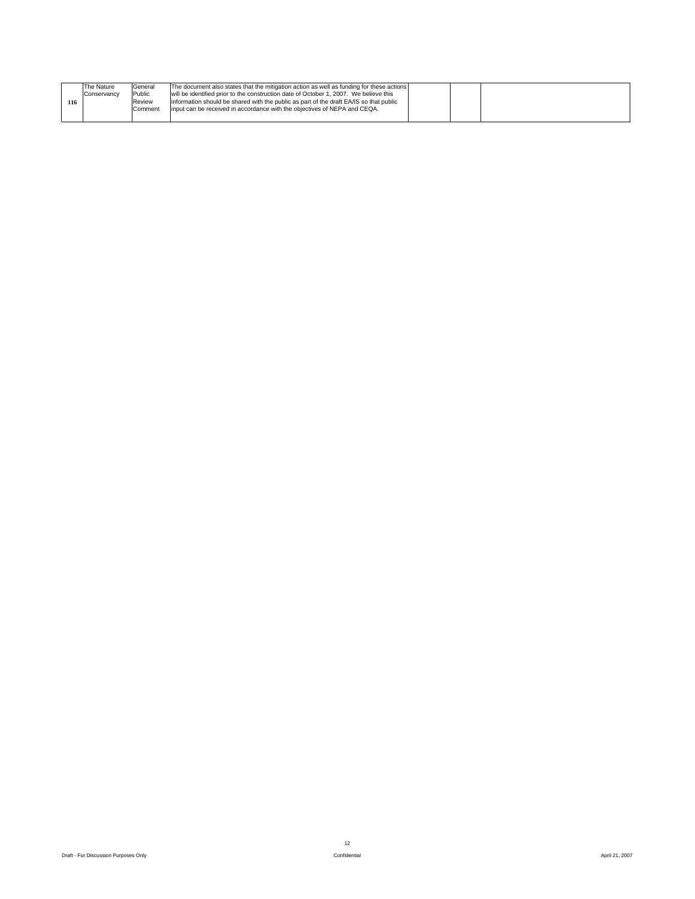| | | | | | | |
|---|---|---|---|---|---|---|
| **116** | The Nature Conservancy | General Public Review Comment | The document also states that the mitigation action as well as funding for these actions will be identified prior to the construction date of October 1, 2007. We believe this information should be shared with the public as part of the draft EA/IS so that public input can be received in accordance with the objectives of NEPA and CEQA. | | | |

Draft - For Discussion Purposes Only

Confidential

April 21, 2007